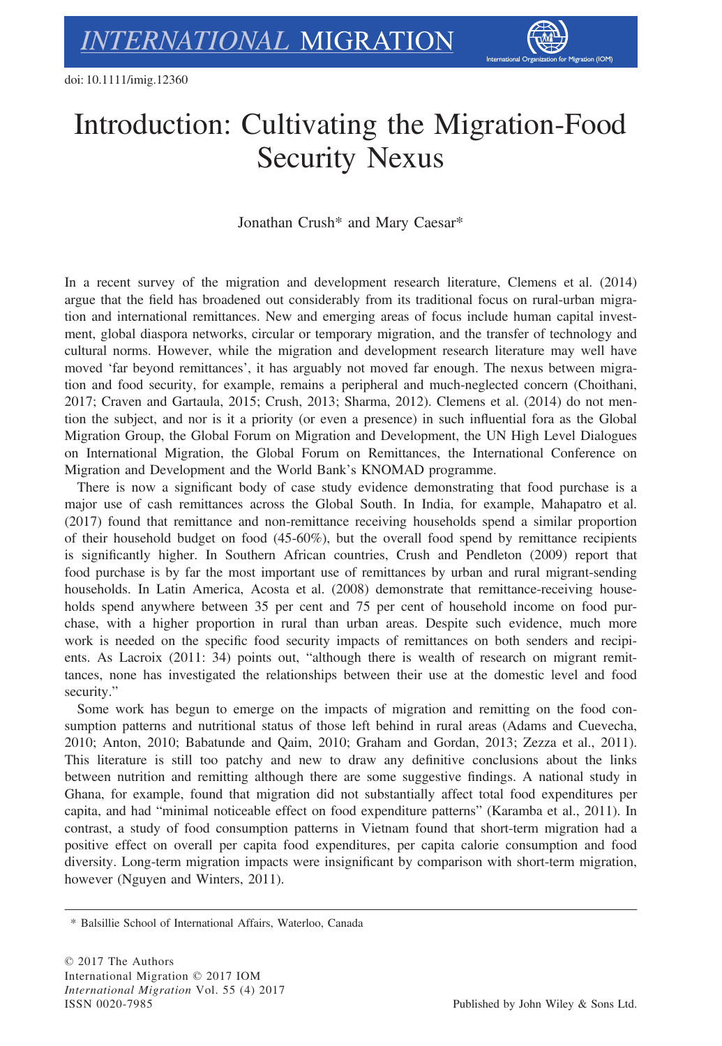doi: 10.1111/imig.12360

# Introduction: Cultivating the Migration-Food Security Nexus

Jonathan Crush* and Mary Caesar*

In a recent survey of the migration and development research literature, Clemens et al. (2014) argue that the field has broadened out considerably from its traditional focus on rural-urban migration and international remittances. New and emerging areas of focus include human capital investment, global diaspora networks, circular or temporary migration, and the transfer of technology and cultural norms. However, while the migration and development research literature may well have moved 'far beyond remittances', it has arguably not moved far enough. The nexus between migration and food security, for example, remains a peripheral and much-neglected concern (Choithani, 2017; Craven and Gartaula, 2015; Crush, 2013; Sharma, 2012). Clemens et al. (2014) do not mention the subject, and nor is it a priority (or even a presence) in such influential fora as the Global Migration Group, the Global Forum on Migration and Development, the UN High Level Dialogues on International Migration, the Global Forum on Remittances, the International Conference on Migration and Development and the World Bank's KNOMAD programme.

There is now a significant body of case study evidence demonstrating that food purchase is a major use of cash remittances across the Global South. In India, for example, Mahapatro et al. (2017) found that remittance and non-remittance receiving households spend a similar proportion of their household budget on food (45-60%), but the overall food spend by remittance recipients is significantly higher. In Southern African countries, Crush and Pendleton (2009) report that food purchase is by far the most important use of remittances by urban and rural migrant-sending households. In Latin America, Acosta et al. (2008) demonstrate that remittance-receiving households spend anywhere between 35 per cent and 75 per cent of household income on food purchase, with a higher proportion in rural than urban areas. Despite such evidence, much more work is needed on the specific food security impacts of remittances on both senders and recipients. As Lacroix (2011: 34) points out, "although there is wealth of research on migrant remittances, none has investigated the relationships between their use at the domestic level and food security."

Some work has begun to emerge on the impacts of migration and remitting on the food consumption patterns and nutritional status of those left behind in rural areas (Adams and Cuevecha, 2010; Anton, 2010; Babatunde and Qaim, 2010; Graham and Gordan, 2013; Zezza et al., 2011). This literature is still too patchy and new to draw any definitive conclusions about the links between nutrition and remitting although there are some suggestive findings. A national study in Ghana, for example, found that migration did not substantially affect total food expenditures per capita, and had "minimal noticeable effect on food expenditure patterns" (Karamba et al., 2011). In contrast, a study of food consumption patterns in Vietnam found that short-term migration had a positive effect on overall per capita food expenditures, per capita calorie consumption and food diversity. Long-term migration impacts were insignificant by comparison with short-term migration, however (Nguyen and Winters, 2011).

\* Balsillie School of International Affairs, Waterloo, Canada

© 2017 The Authors
International Migration © 2017 IOM
ISSN 0020-7985

Published by John Wiley & Sons Ltd.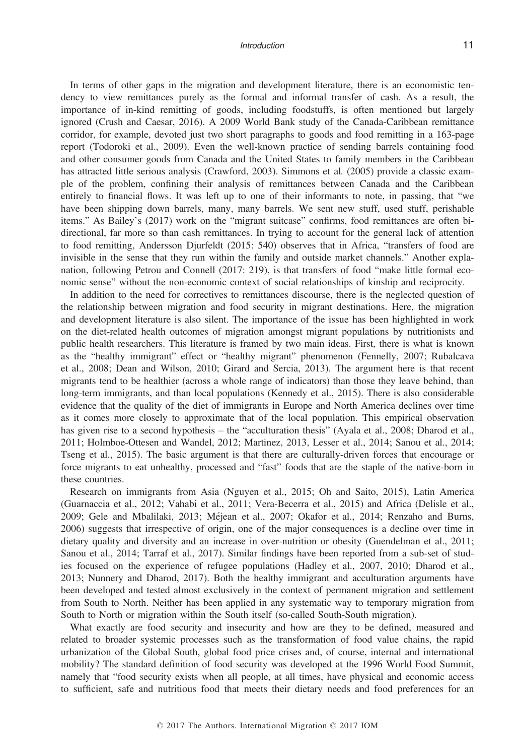In terms of other gaps in the migration and development literature, there is an economistic tendency to view remittances purely as the formal and informal transfer of cash. As a result, the importance of in-kind remitting of goods, including foodstuffs, is often mentioned but largely ignored (Crush and Caesar, 2016). A 2009 World Bank study of the Canada-Caribbean remittance corridor, for example, devoted just two short paragraphs to goods and food remitting in a 163-page report (Todoroki et al., 2009). Even the well-known practice of sending barrels containing food and other consumer goods from Canada and the United States to family members in the Caribbean has attracted little serious analysis (Crawford, 2003). Simmons et al. (2005) provide a classic example of the problem, confining their analysis of remittances between Canada and the Caribbean entirely to financial flows. It was left up to one of their informants to note, in passing, that "we have been shipping down barrels, many, many barrels. We sent new stuff, used stuff, perishable items." As Bailey's (2017) work on the "migrant suitcase" confirms, food remittances are often bi-directional, far more so than cash remittances. In trying to account for the general lack of attention to food remitting, Andersson Djurfeldt (2015: 540) observes that in Africa, "transfers of food are invisible in the sense that they run within the family and outside market channels." Another explanation, following Petrou and Connell (2017: 219), is that transfers of food "make little formal economic sense" without the non-economic context of social relationships of kinship and reciprocity.

In addition to the need for correctives to remittances discourse, there is the neglected question of the relationship between migration and food security in migrant destinations. Here, the migration and development literature is also silent. The importance of the issue has been highlighted in work on the diet-related health outcomes of migration amongst migrant populations by nutritionists and public health researchers. This literature is framed by two main ideas. First, there is what is known as the "healthy immigrant" effect or "healthy migrant" phenomenon (Fennelly, 2007; Rubalcava et al., 2008; Dean and Wilson, 2010; Girard and Sercia, 2013). The argument here is that recent migrants tend to be healthier (across a whole range of indicators) than those they leave behind, than long-term immigrants, and than local populations (Kennedy et al., 2015). There is also considerable evidence that the quality of the diet of immigrants in Europe and North America declines over time as it comes more closely to approximate that of the local population. This empirical observation has given rise to a second hypothesis – the "acculturation thesis" (Ayala et al., 2008; Dharod et al., 2011; Holmboe-Ottesen and Wandel, 2012; Martinez, 2013, Lesser et al., 2014; Sanou et al., 2014; Tseng et al., 2015). The basic argument is that there are culturally-driven forces that encourage or force migrants to eat unhealthy, processed and "fast" foods that are the staple of the native-born in these countries.

Research on immigrants from Asia (Nguyen et al., 2015; Oh and Saito, 2015), Latin America (Guarnaccia et al., 2012; Vahabi et al., 2011; Vera-Becerra et al., 2015) and Africa (Delisle et al., 2009; Gele and Mbalilaki, 2013; Méjean et al., 2007; Okafor et al., 2014; Renzaho and Burns, 2006) suggests that irrespective of origin, one of the major consequences is a decline over time in dietary quality and diversity and an increase in over-nutrition or obesity (Guendelman et al., 2011; Sanou et al., 2014; Tarraf et al., 2017). Similar findings have been reported from a sub-set of studies focused on the experience of refugee populations (Hadley et al., 2007, 2010; Dharod et al., 2013; Nunnery and Dharod, 2017). Both the healthy immigrant and acculturation arguments have been developed and tested almost exclusively in the context of permanent migration and settlement from South to North. Neither has been applied in any systematic way to temporary migration from South to North or migration within the South itself (so-called South-South migration).

What exactly are food security and insecurity and how are they to be defined, measured and related to broader systemic processes such as the transformation of food value chains, the rapid urbanization of the Global South, global food price crises and, of course, internal and international mobility? The standard definition of food security was developed at the 1996 World Food Summit, namely that "food security exists when all people, at all times, have physical and economic access to sufficient, safe and nutritious food that meets their dietary needs and food preferences for an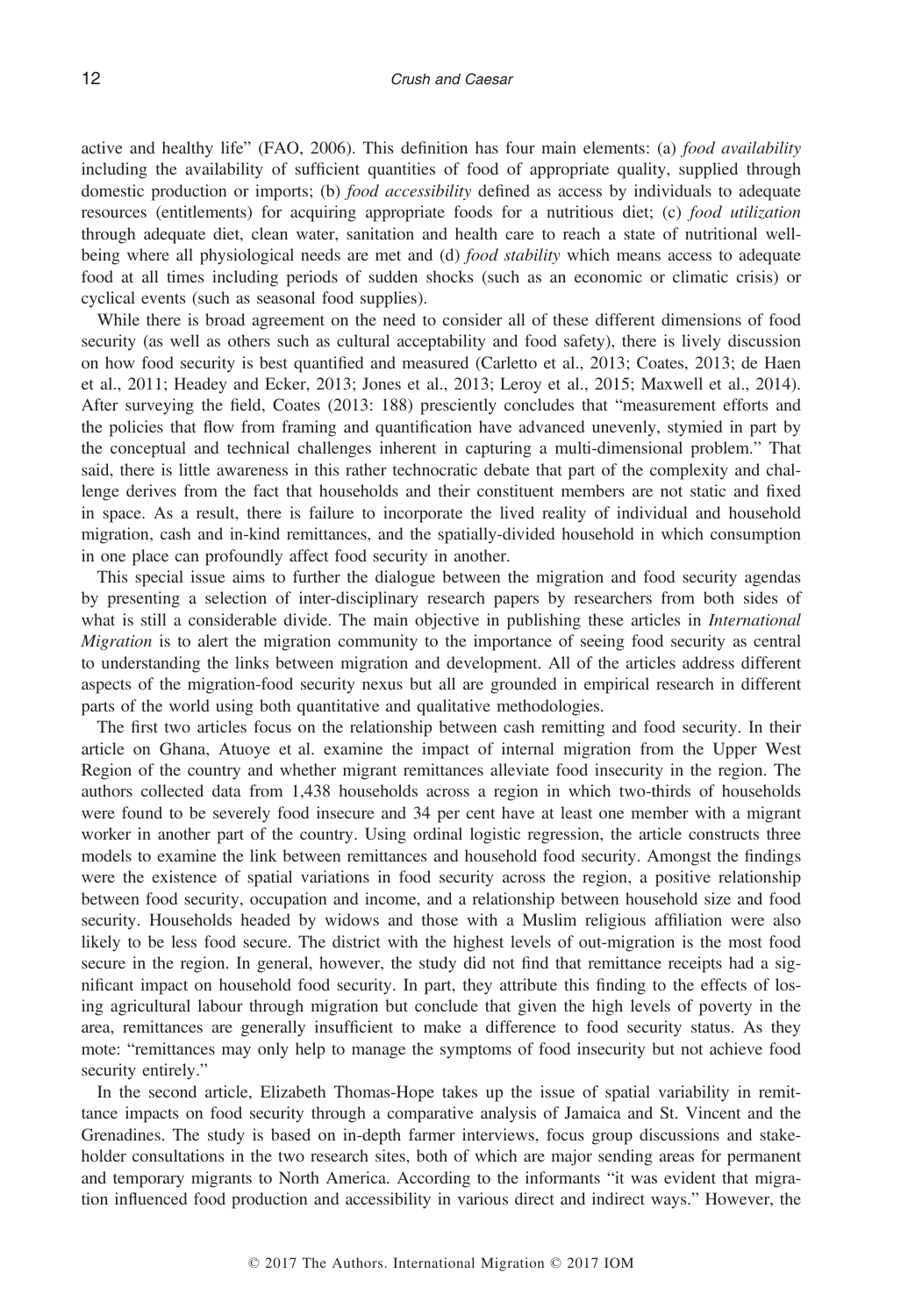active and healthy life" (FAO, 2006). This definition has four main elements: (a) *food availability* including the availability of sufficient quantities of food of appropriate quality, supplied through domestic production or imports; (b) *food accessibility* defined as access by individuals to adequate resources (entitlements) for acquiring appropriate foods for a nutritious diet; (c) *food utilization* through adequate diet, clean water, sanitation and health care to reach a state of nutritional well-being where all physiological needs are met and (d) *food stability* which means access to adequate food at all times including periods of sudden shocks (such as an economic or climatic crisis) or cyclical events (such as seasonal food supplies).

While there is broad agreement on the need to consider all of these different dimensions of food security (as well as others such as cultural acceptability and food safety), there is lively discussion on how food security is best quantified and measured (Carletto et al., 2013; Coates, 2013; de Haen et al., 2011; Headey and Ecker, 2013; Jones et al., 2013; Leroy et al., 2015; Maxwell et al., 2014). After surveying the field, Coates (2013: 188) presciently concludes that "measurement efforts and the policies that flow from framing and quantification have advanced unevenly, stymied in part by the conceptual and technical challenges inherent in capturing a multi-dimensional problem." That said, there is little awareness in this rather technocratic debate that part of the complexity and challenge derives from the fact that households and their constituent members are not static and fixed in space. As a result, there is failure to incorporate the lived reality of individual and household migration, cash and in-kind remittances, and the spatially-divided household in which consumption in one place can profoundly affect food security in another.

This special issue aims to further the dialogue between the migration and food security agendas by presenting a selection of inter-disciplinary research papers by researchers from both sides of what is still a considerable divide. The main objective in publishing these articles in *International Migration* is to alert the migration community to the importance of seeing food security as central to understanding the links between migration and development. All of the articles address different aspects of the migration-food security nexus but all are grounded in empirical research in different parts of the world using both quantitative and qualitative methodologies.

The first two articles focus on the relationship between cash remitting and food security. In their article on Ghana, Atuoye et al. examine the impact of internal migration from the Upper West Region of the country and whether migrant remittances alleviate food insecurity in the region. The authors collected data from 1,438 households across a region in which two-thirds of households were found to be severely food insecure and 34 per cent have at least one member with a migrant worker in another part of the country. Using ordinal logistic regression, the article constructs three models to examine the link between remittances and household food security. Amongst the findings were the existence of spatial variations in food security across the region, a positive relationship between food security, occupation and income, and a relationship between household size and food security. Households headed by widows and those with a Muslim religious affiliation were also likely to be less food secure. The district with the highest levels of out-migration is the most food secure in the region. In general, however, the study did not find that remittance receipts had a significant impact on household food security. In part, they attribute this finding to the effects of losing agricultural labour through migration but conclude that given the high levels of poverty in the area, remittances are generally insufficient to make a difference to food security status. As they mote: "remittances may only help to manage the symptoms of food insecurity but not achieve food security entirely."

In the second article, Elizabeth Thomas-Hope takes up the issue of spatial variability in remittance impacts on food security through a comparative analysis of Jamaica and St. Vincent and the Grenadines. The study is based on in-depth farmer interviews, focus group discussions and stakeholder consultations in the two research sites, both of which are major sending areas for permanent and temporary migrants to North America. According to the informants "it was evident that migration influenced food production and accessibility in various direct and indirect ways." However, the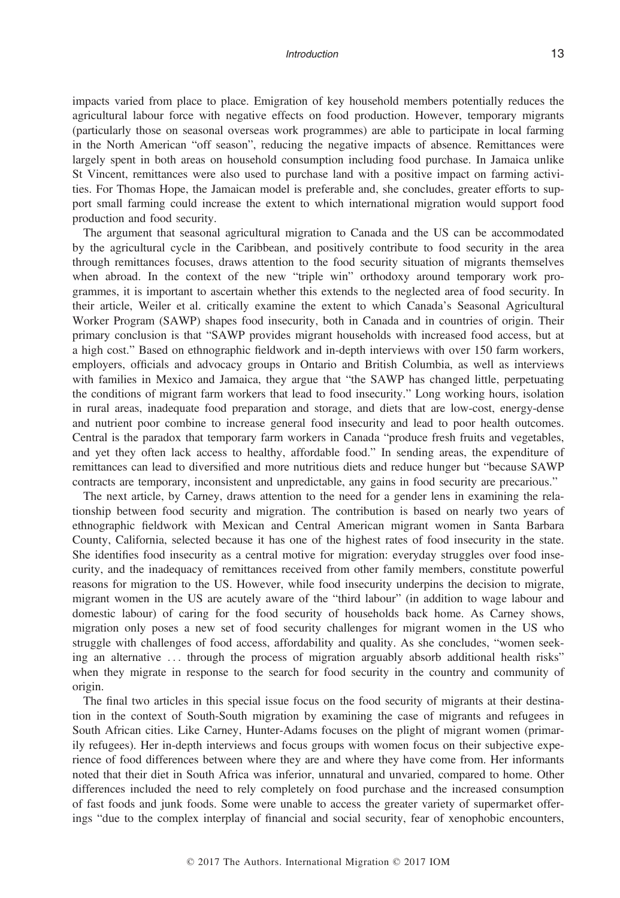impacts varied from place to place. Emigration of key household members potentially reduces the agricultural labour force with negative effects on food production. However, temporary migrants (particularly those on seasonal overseas work programmes) are able to participate in local farming in the North American "off season", reducing the negative impacts of absence. Remittances were largely spent in both areas on household consumption including food purchase. In Jamaica unlike St Vincent, remittances were also used to purchase land with a positive impact on farming activities. For Thomas Hope, the Jamaican model is preferable and, she concludes, greater efforts to support small farming could increase the extent to which international migration would support food production and food security.

The argument that seasonal agricultural migration to Canada and the US can be accommodated by the agricultural cycle in the Caribbean, and positively contribute to food security in the area through remittances focuses, draws attention to the food security situation of migrants themselves when abroad. In the context of the new "triple win" orthodoxy around temporary work programmes, it is important to ascertain whether this extends to the neglected area of food security. In their article, Weiler et al. critically examine the extent to which Canada's Seasonal Agricultural Worker Program (SAWP) shapes food insecurity, both in Canada and in countries of origin. Their primary conclusion is that "SAWP provides migrant households with increased food access, but at a high cost." Based on ethnographic fieldwork and in-depth interviews with over 150 farm workers, employers, officials and advocacy groups in Ontario and British Columbia, as well as interviews with families in Mexico and Jamaica, they argue that "the SAWP has changed little, perpetuating the conditions of migrant farm workers that lead to food insecurity." Long working hours, isolation in rural areas, inadequate food preparation and storage, and diets that are low-cost, energy-dense and nutrient poor combine to increase general food insecurity and lead to poor health outcomes. Central is the paradox that temporary farm workers in Canada "produce fresh fruits and vegetables, and yet they often lack access to healthy, affordable food." In sending areas, the expenditure of remittances can lead to diversified and more nutritious diets and reduce hunger but "because SAWP contracts are temporary, inconsistent and unpredictable, any gains in food security are precarious."

The next article, by Carney, draws attention to the need for a gender lens in examining the relationship between food security and migration. The contribution is based on nearly two years of ethnographic fieldwork with Mexican and Central American migrant women in Santa Barbara County, California, selected because it has one of the highest rates of food insecurity in the state. She identifies food insecurity as a central motive for migration: everyday struggles over food insecurity, and the inadequacy of remittances received from other family members, constitute powerful reasons for migration to the US. However, while food insecurity underpins the decision to migrate, migrant women in the US are acutely aware of the "third labour" (in addition to wage labour and domestic labour) of caring for the food security of households back home. As Carney shows, migration only poses a new set of food security challenges for migrant women in the US who struggle with challenges of food access, affordability and quality. As she concludes, "women seeking an alternative … through the process of migration arguably absorb additional health risks" when they migrate in response to the search for food security in the country and community of origin.

The final two articles in this special issue focus on the food security of migrants at their destination in the context of South-South migration by examining the case of migrants and refugees in South African cities. Like Carney, Hunter-Adams focuses on the plight of migrant women (primarily refugees). Her in-depth interviews and focus groups with women focus on their subjective experience of food differences between where they are and where they have come from. Her informants noted that their diet in South Africa was inferior, unnatural and unvaried, compared to home. Other differences included the need to rely completely on food purchase and the increased consumption of fast foods and junk foods. Some were unable to access the greater variety of supermarket offerings "due to the complex interplay of financial and social security, fear of xenophobic encounters,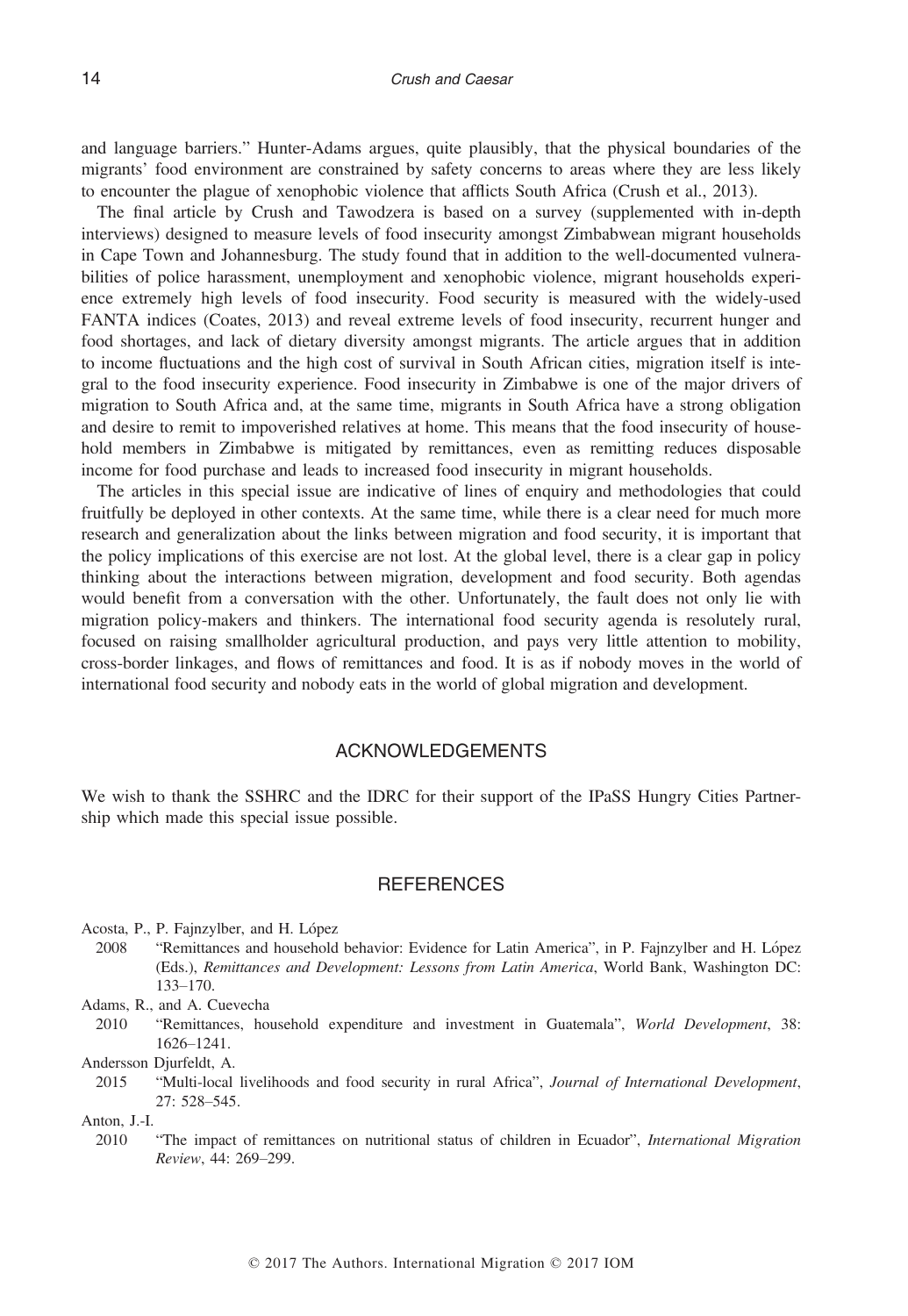and language barriers." Hunter-Adams argues, quite plausibly, that the physical boundaries of the migrants' food environment are constrained by safety concerns to areas where they are less likely to encounter the plague of xenophobic violence that afflicts South Africa (Crush et al., 2013).

The final article by Crush and Tawodzera is based on a survey (supplemented with in-depth interviews) designed to measure levels of food insecurity amongst Zimbabwean migrant households in Cape Town and Johannesburg. The study found that in addition to the well-documented vulnerabilities of police harassment, unemployment and xenophobic violence, migrant households experience extremely high levels of food insecurity. Food security is measured with the widely-used FANTA indices (Coates, 2013) and reveal extreme levels of food insecurity, recurrent hunger and food shortages, and lack of dietary diversity amongst migrants. The article argues that in addition to income fluctuations and the high cost of survival in South African cities, migration itself is integral to the food insecurity experience. Food insecurity in Zimbabwe is one of the major drivers of migration to South Africa and, at the same time, migrants in South Africa have a strong obligation and desire to remit to impoverished relatives at home. This means that the food insecurity of household members in Zimbabwe is mitigated by remittances, even as remitting reduces disposable income for food purchase and leads to increased food insecurity in migrant households.

The articles in this special issue are indicative of lines of enquiry and methodologies that could fruitfully be deployed in other contexts. At the same time, while there is a clear need for much more research and generalization about the links between migration and food security, it is important that the policy implications of this exercise are not lost. At the global level, there is a clear gap in policy thinking about the interactions between migration, development and food security. Both agendas would benefit from a conversation with the other. Unfortunately, the fault does not only lie with migration policy-makers and thinkers. The international food security agenda is resolutely rural, focused on raising smallholder agricultural production, and pays very little attention to mobility, cross-border linkages, and flows of remittances and food. It is as if nobody moves in the world of international food security and nobody eats in the world of global migration and development.

## ACKNOWLEDGEMENTS

We wish to thank the SSHRC and the IDRC for their support of the IPaSS Hungry Cities Partnership which made this special issue possible.

## REFERENCES

Acosta, P., P. Fajnzylber, and H. López
2008 "Remittances and household behavior: Evidence for Latin America", in P. Fajnzylber and H. López (Eds.), *Remittances and Development: Lessons from Latin America*, World Bank, Washington DC: 133–170.

Adams, R., and A. Cuevecha
2010 "Remittances, household expenditure and investment in Guatemala", *World Development*, 38: 1626–1241.

Andersson Djurfeldt, A.
2015 "Multi-local livelihoods and food security in rural Africa", *Journal of International Development*, 27: 528–545.

Anton, J.-I.
2010 "The impact of remittances on nutritional status of children in Ecuador", *International Migration Review*, 44: 269–299.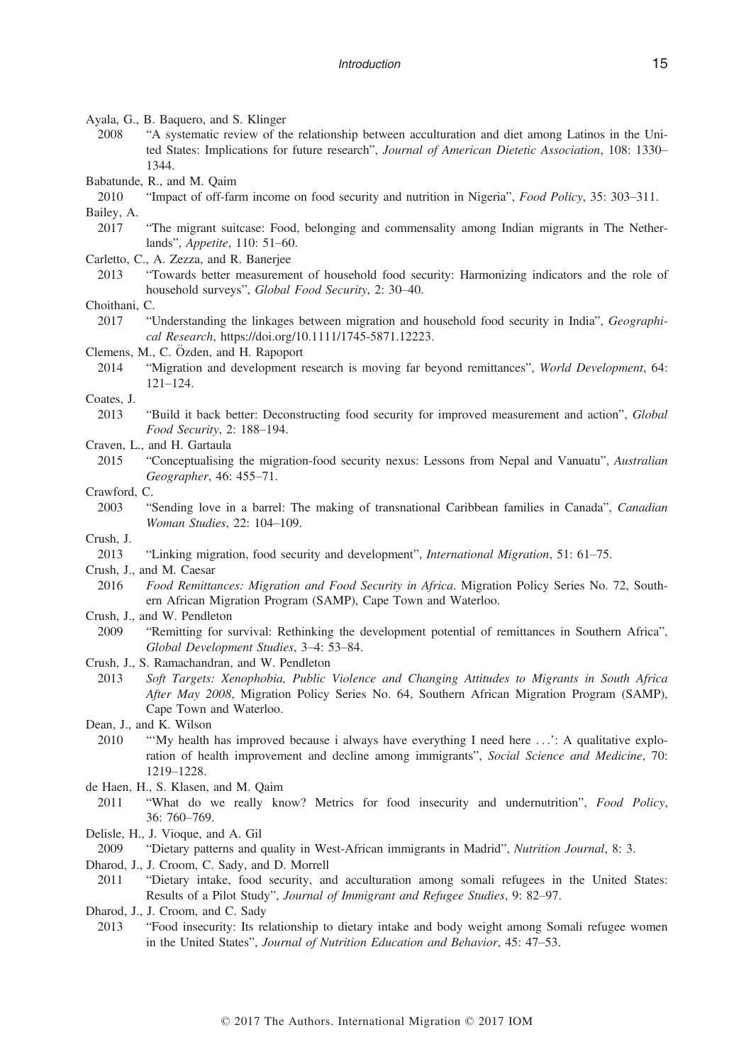Ayala, G., B. Baquero, and S. Klinger

2008 "A systematic review of the relationship between acculturation and diet among Latinos in the United States: Implications for future research", *Journal of American Dietetic Association*, 108: 1330–1344.

Babatunde, R., and M. Qaim

2010 "Impact of off-farm income on food security and nutrition in Nigeria", *Food Policy*, 35: 303–311.

Bailey, A.

2017 "The migrant suitcase: Food, belonging and commensality among Indian migrants in The Netherlands", *Appetite*, 110: 51–60.

Carletto, C., A. Zezza, and R. Banerjee

2013 "Towards better measurement of household food security: Harmonizing indicators and the role of household surveys", *Global Food Security*, 2: 30–40.

Choithani, C.

2017 "Understanding the linkages between migration and household food security in India", *Geographical Research*, https://doi.org/10.1111/1745-5871.12223.

Clemens, M., C. Özden, and H. Rapoport

2014 "Migration and development research is moving far beyond remittances", *World Development*, 64: 121–124.

Coates, J.

2013 "Build it back better: Deconstructing food security for improved measurement and action", *Global Food Security*, 2: 188–194.

Craven, L., and H. Gartaula

2015 "Conceptualising the migration-food security nexus: Lessons from Nepal and Vanuatu", *Australian Geographer*, 46: 455–71.

Crawford, C.

2003 "Sending love in a barrel: The making of transnational Caribbean families in Canada", *Canadian Woman Studies*, 22: 104–109.

Crush, J.

2013 "Linking migration, food security and development", *International Migration*, 51: 61–75.

Crush, J., and M. Caesar

2016 *Food Remittances: Migration and Food Security in Africa*. Migration Policy Series No. 72, Southern African Migration Program (SAMP), Cape Town and Waterloo.

Crush, J., and W. Pendleton

2009 "Remitting for survival: Rethinking the development potential of remittances in Southern Africa", *Global Development Studies*, 3–4: 53–84.

Crush, J., S. Ramachandran, and W. Pendleton

2013 *Soft Targets: Xenophobia, Public Violence and Changing Attitudes to Migrants in South Africa After May 2008*, Migration Policy Series No. 64, Southern African Migration Program (SAMP), Cape Town and Waterloo.

Dean, J., and K. Wilson

2010 "'My health has improved because i always have everything I need here ...': A qualitative exploration of health improvement and decline among immigrants", *Social Science and Medicine*, 70: 1219–1228.

de Haen, H., S. Klasen, and M. Qaim

2011 "What do we really know? Metrics for food insecurity and undernutrition", *Food Policy*, 36: 760–769.

Delisle, H., J. Vioque, and A. Gil

2009 "Dietary patterns and quality in West-African immigrants in Madrid", *Nutrition Journal*, 8: 3.

Dharod, J., J. Croom, C. Sady, and D. Morrell

2011 "Dietary intake, food security, and acculturation among somali refugees in the United States: Results of a Pilot Study", *Journal of Immigrant and Refugee Studies*, 9: 82–97.

Dharod, J., J. Croom, and C. Sady

2013 "Food insecurity: Its relationship to dietary intake and body weight among Somali refugee women in the United States", *Journal of Nutrition Education and Behavior*, 45: 47–53.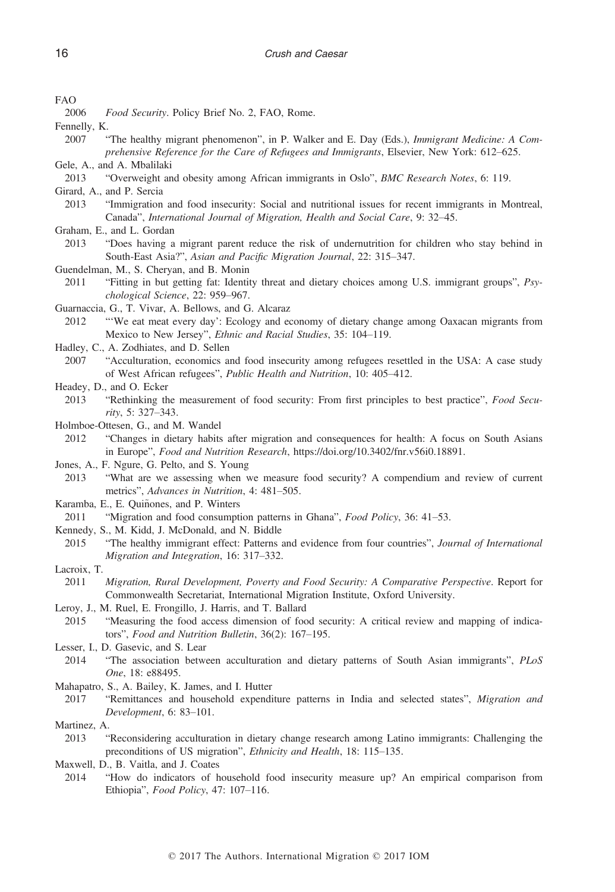FAO

2006 *Food Security*. Policy Brief No. 2, FAO, Rome.

Fennelly, K.

2007 "The healthy migrant phenomenon", in P. Walker and E. Day (Eds.), *Immigrant Medicine: A Comprehensive Reference for the Care of Refugees and Immigrants*, Elsevier, New York: 612–625.

Gele, A., and A. Mbalilaki

2013 "Overweight and obesity among African immigrants in Oslo", *BMC Research Notes*, 6: 119.

Girard, A., and P. Sercia

2013 "Immigration and food insecurity: Social and nutritional issues for recent immigrants in Montreal, Canada", *International Journal of Migration, Health and Social Care*, 9: 32–45.

Graham, E., and L. Gordan

2013 "Does having a migrant parent reduce the risk of undernutrition for children who stay behind in South-East Asia?", *Asian and Pacific Migration Journal*, 22: 315–347.

Guendelman, M., S. Cheryan, and B. Monin

2011 "Fitting in but getting fat: Identity threat and dietary choices among U.S. immigrant groups", *Psychological Science*, 22: 959–967.

Guarnaccia, G., T. Vivar, A. Bellows, and G. Alcaraz

2012 "'We eat meat every day': Ecology and economy of dietary change among Oaxacan migrants from Mexico to New Jersey", *Ethnic and Racial Studies*, 35: 104–119.

Hadley, C., A. Zodhiates, and D. Sellen

2007 "Acculturation, economics and food insecurity among refugees resettled in the USA: A case study of West African refugees", *Public Health and Nutrition*, 10: 405–412.

Headey, D., and O. Ecker

2013 "Rethinking the measurement of food security: From first principles to best practice", *Food Security*, 5: 327–343.

Holmboe-Ottesen, G., and M. Wandel

2012 "Changes in dietary habits after migration and consequences for health: A focus on South Asians in Europe", *Food and Nutrition Research*, https://doi.org/10.3402/fnr.v56i0.18891.

Jones, A., F. Ngure, G. Pelto, and S. Young

2013 "What are we assessing when we measure food security? A compendium and review of current metrics", *Advances in Nutrition*, 4: 481–505.

Karamba, E., E. Quiñones, and P. Winters

2011 "Migration and food consumption patterns in Ghana", *Food Policy*, 36: 41–53.

Kennedy, S., M. Kidd, J. McDonald, and N. Biddle

2015 "The healthy immigrant effect: Patterns and evidence from four countries", *Journal of International Migration and Integration*, 16: 317–332.

Lacroix, T.

2011 *Migration, Rural Development, Poverty and Food Security: A Comparative Perspective*. Report for Commonwealth Secretariat, International Migration Institute, Oxford University.

Leroy, J., M. Ruel, E. Frongillo, J. Harris, and T. Ballard

2015 "Measuring the food access dimension of food security: A critical review and mapping of indicators", *Food and Nutrition Bulletin*, 36(2): 167–195.

Lesser, I., D. Gasevic, and S. Lear

2014 "The association between acculturation and dietary patterns of South Asian immigrants", *PLoS One*, 18: e88495.

Mahapatro, S., A. Bailey, K. James, and I. Hutter

2017 "Remittances and household expenditure patterns in India and selected states", *Migration and Development*, 6: 83–101.

Martinez, A.

2013 "Reconsidering acculturation in dietary change research among Latino immigrants: Challenging the preconditions of US migration", *Ethnicity and Health*, 18: 115–135.

Maxwell, D., B. Vaitla, and J. Coates

2014 "How do indicators of household food insecurity measure up? An empirical comparison from Ethiopia", *Food Policy*, 47: 107–116.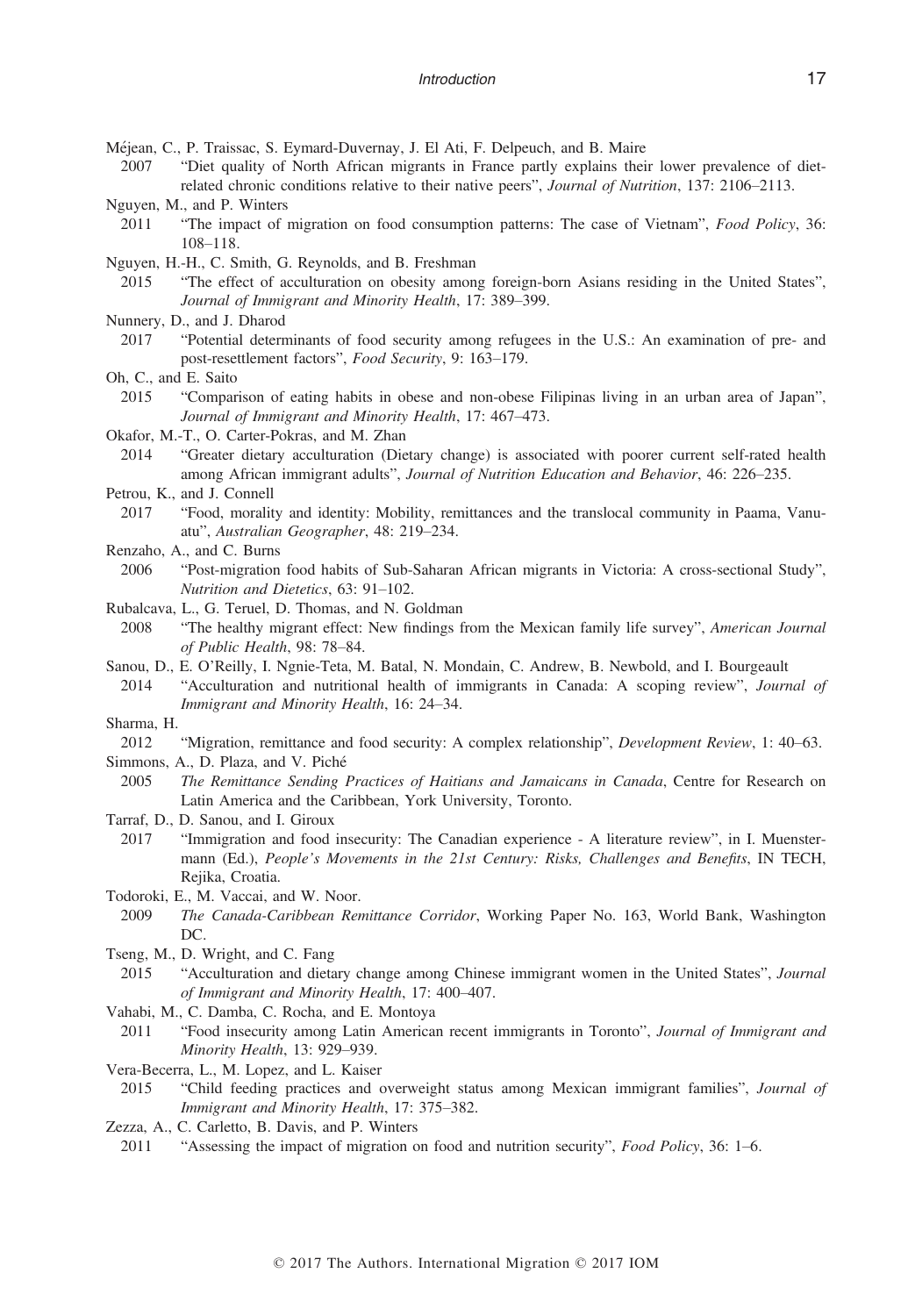Méjean, C., P. Traissac, S. Eymard-Duvernay, J. El Ati, F. Delpeuch, and B. Maire

2007 "Diet quality of North African migrants in France partly explains their lower prevalence of diet-related chronic conditions relative to their native peers", *Journal of Nutrition*, 137: 2106–2113.

Nguyen, M., and P. Winters

2011 "The impact of migration on food consumption patterns: The case of Vietnam", *Food Policy*, 36: 108–118.

Nguyen, H.-H., C. Smith, G. Reynolds, and B. Freshman

2015 "The effect of acculturation on obesity among foreign-born Asians residing in the United States", *Journal of Immigrant and Minority Health*, 17: 389–399.

Nunnery, D., and J. Dharod

2017 "Potential determinants of food security among refugees in the U.S.: An examination of pre- and post-resettlement factors", *Food Security*, 9: 163–179.

Oh, C., and E. Saito

2015 "Comparison of eating habits in obese and non-obese Filipinas living in an urban area of Japan", *Journal of Immigrant and Minority Health*, 17: 467–473.

Okafor, M.-T., O. Carter-Pokras, and M. Zhan

2014 "Greater dietary acculturation (Dietary change) is associated with poorer current self-rated health among African immigrant adults", *Journal of Nutrition Education and Behavior*, 46: 226–235.

Petrou, K., and J. Connell

2017 "Food, morality and identity: Mobility, remittances and the translocal community in Paama, Vanuatu", *Australian Geographer*, 48: 219–234.

Renzaho, A., and C. Burns

2006 "Post-migration food habits of Sub-Saharan African migrants in Victoria: A cross-sectional Study", *Nutrition and Dietetics*, 63: 91–102.

Rubalcava, L., G. Teruel, D. Thomas, and N. Goldman

2008 "The healthy migrant effect: New findings from the Mexican family life survey", *American Journal of Public Health*, 98: 78–84.

Sanou, D., E. O'Reilly, I. Ngnie-Teta, M. Batal, N. Mondain, C. Andrew, B. Newbold, and I. Bourgeault

2014 "Acculturation and nutritional health of immigrants in Canada: A scoping review", *Journal of Immigrant and Minority Health*, 16: 24–34.

Sharma, H.

2012 "Migration, remittance and food security: A complex relationship", *Development Review*, 1: 40–63.

Simmons, A., D. Plaza, and V. Piché

2005 *The Remittance Sending Practices of Haitians and Jamaicans in Canada*, Centre for Research on Latin America and the Caribbean, York University, Toronto.

Tarraf, D., D. Sanou, and I. Giroux

2017 "Immigration and food insecurity: The Canadian experience - A literature review", in I. Muenstermann (Ed.), *People's Movements in the 21st Century: Risks, Challenges and Benefits*, IN TECH, Rejika, Croatia.

Todoroki, E., M. Vaccai, and W. Noor.

2009 *The Canada-Caribbean Remittance Corridor*, Working Paper No. 163, World Bank, Washington DC.

Tseng, M., D. Wright, and C. Fang

2015 "Acculturation and dietary change among Chinese immigrant women in the United States", *Journal of Immigrant and Minority Health*, 17: 400–407.

Vahabi, M., C. Damba, C. Rocha, and E. Montoya

2011 "Food insecurity among Latin American recent immigrants in Toronto", *Journal of Immigrant and Minority Health*, 13: 929–939.

Vera-Becerra, L., M. Lopez, and L. Kaiser

2015 "Child feeding practices and overweight status among Mexican immigrant families", *Journal of Immigrant and Minority Health*, 17: 375–382.

Zezza, A., C. Carletto, B. Davis, and P. Winters

2011 "Assessing the impact of migration on food and nutrition security", *Food Policy*, 36: 1–6.